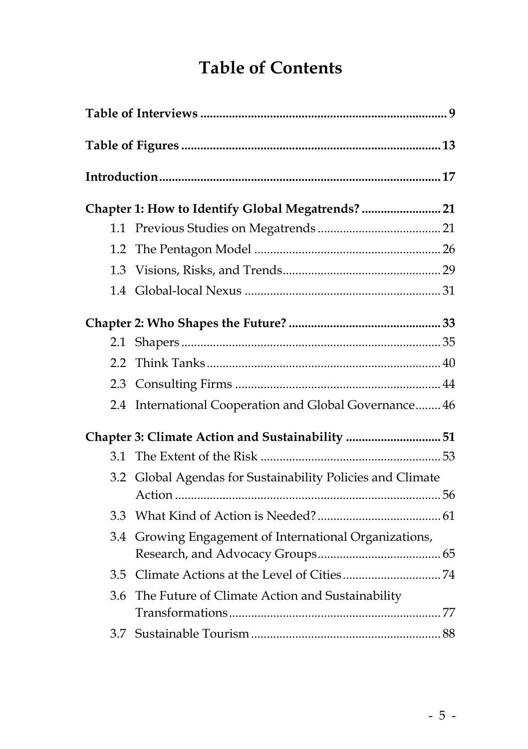# Table of Contents

**Table of Interviews** ... **9**

**Table of Figures** ... **13**

**Introduction** ... **17**

**Chapter 1: How to Identify Global Megatrends?** ... **21**

- 1.1 Previous Studies on Megatrends ... 21
- 1.2 The Pentagon Model ... 26
- 1.3 Visions, Risks, and Trends ... 29
- 1.4 Global-local Nexus ... 31

**Chapter 2: Who Shapes the Future?** ... **33**

- 2.1 Shapers ... 35
- 2.2 Think Tanks ... 40
- 2.3 Consulting Firms ... 44
- 2.4 International Cooperation and Global Governance ... 46

**Chapter 3: Climate Action and Sustainability** ... **51**

- 3.1 The Extent of the Risk ... 53
- 3.2 Global Agendas for Sustainability Policies and Climate Action ... 56
- 3.3 What Kind of Action is Needed? ... 61
- 3.4 Growing Engagement of International Organizations, Research, and Advocacy Groups ... 65
- 3.5 Climate Actions at the Level of Cities ... 74
- 3.6 The Future of Climate Action and Sustainability Transformations ... 77
- 3.7 Sustainable Tourism ... 88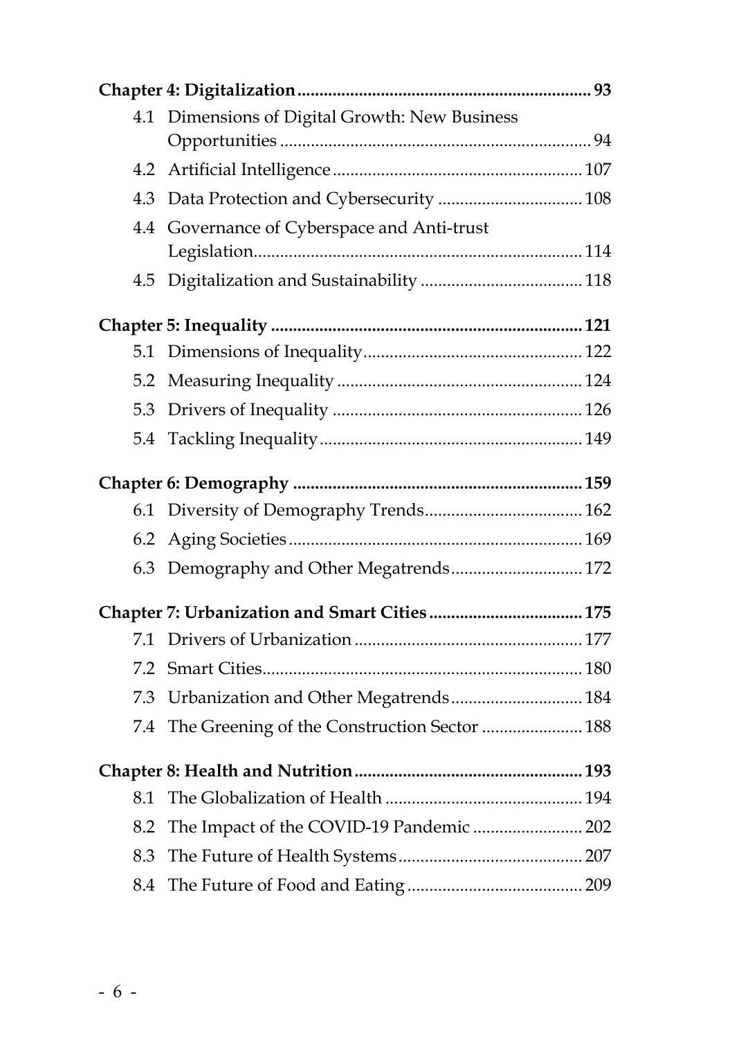**Chapter 4: Digitalization** .......... 93

- 4.1 Dimensions of Digital Growth: New Business Opportunities .......... 94
- 4.2 Artificial Intelligence .......... 107
- 4.3 Data Protection and Cybersecurity .......... 108
- 4.4 Governance of Cyberspace and Anti-trust Legislation .......... 114
- 4.5 Digitalization and Sustainability .......... 118

**Chapter 5: Inequality** .......... 121

- 5.1 Dimensions of Inequality .......... 122
- 5.2 Measuring Inequality .......... 124
- 5.3 Drivers of Inequality .......... 126
- 5.4 Tackling Inequality .......... 149

**Chapter 6: Demography** .......... 159

- 6.1 Diversity of Demography Trends .......... 162
- 6.2 Aging Societies .......... 169
- 6.3 Demography and Other Megatrends .......... 172

**Chapter 7: Urbanization and Smart Cities** .......... 175

- 7.1 Drivers of Urbanization .......... 177
- 7.2 Smart Cities .......... 180
- 7.3 Urbanization and Other Megatrends .......... 184
- 7.4 The Greening of the Construction Sector .......... 188

**Chapter 8: Health and Nutrition** .......... 193

- 8.1 The Globalization of Health .......... 194
- 8.2 The Impact of the COVID-19 Pandemic .......... 202
- 8.3 The Future of Health Systems .......... 207
- 8.4 The Future of Food and Eating .......... 209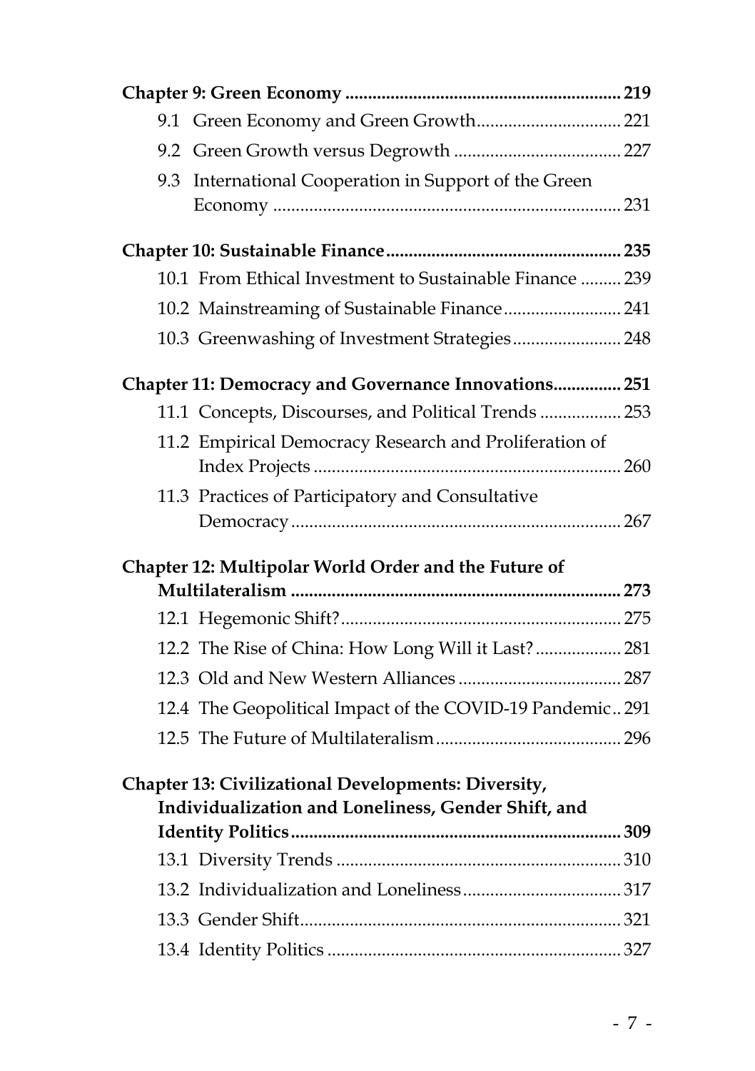**Chapter 9: Green Economy** ............................................................ 219

- 9.1 Green Economy and Green Growth ............................... 221
- 9.2 Green Growth versus Degrowth ..................................... 227
- 9.3 International Cooperation in Support of the Green Economy ............................................................................ 231

**Chapter 10: Sustainable Finance** .................................................. 235

- 10.1 From Ethical Investment to Sustainable Finance ......... 239
- 10.2 Mainstreaming of Sustainable Finance .......................... 241
- 10.3 Greenwashing of Investment Strategies ........................ 248

**Chapter 11: Democracy and Governance Innovations** ............... 251

- 11.1 Concepts, Discourses, and Political Trends .................. 253
- 11.2 Empirical Democracy Research and Proliferation of Index Projects ................................................................... 260
- 11.3 Practices of Participatory and Consultative Democracy ........................................................................ 267

**Chapter 12: Multipolar World Order and the Future of Multilateralism** ........................................................................ 273

- 12.1 Hegemonic Shift? ............................................................ 275
- 12.2 The Rise of China: How Long Will it Last? .................. 281
- 12.3 Old and New Western Alliances .................................... 287
- 12.4 The Geopolitical Impact of the COVID-19 Pandemic .. 291
- 12.5 The Future of Multilateralism ......................................... 296

**Chapter 13: Civilizational Developments: Diversity, Individualization and Loneliness, Gender Shift, and Identity Politics** ........................................................................ 309

- 13.1 Diversity Trends .............................................................. 310
- 13.2 Individualization and Loneliness ................................... 317
- 13.3 Gender Shift ...................................................................... 321
- 13.4 Identity Politics ................................................................ 327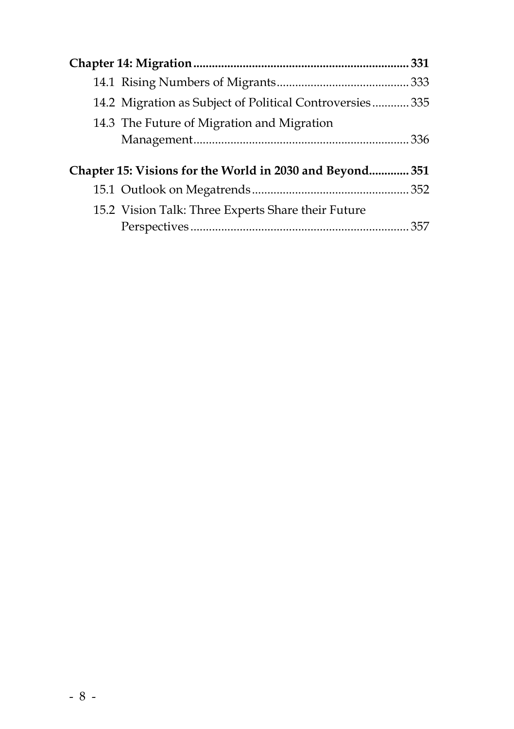**Chapter 14: Migration** ........................................................................ **331**

14.1 Rising Numbers of Migrants .......................................... 333

14.2 Migration as Subject of Political Controversies ............ 335

14.3 The Future of Migration and Migration Management ...................................................................... 336

**Chapter 15: Visions for the World in 2030 and Beyond** ............. **351**

15.1 Outlook on Megatrends .................................................. 352

15.2 Vision Talk: Three Experts Share their Future Perspectives ...................................................................... 357